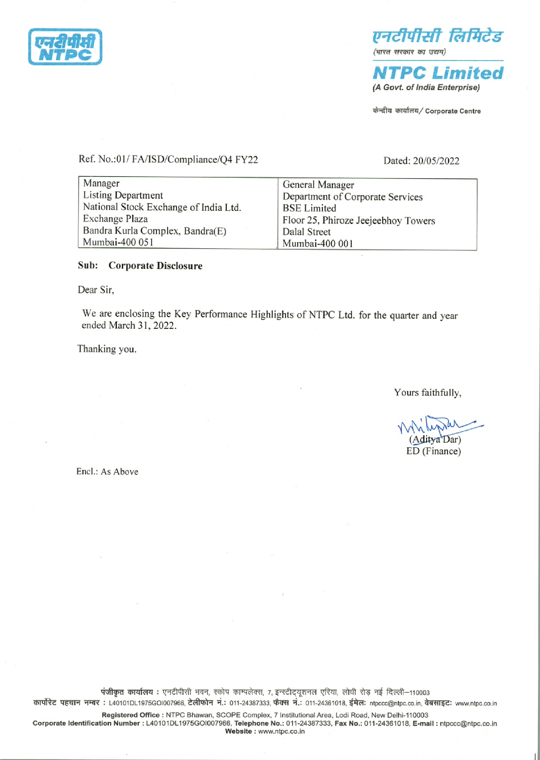एनटीपीसी लिमिटेड

(भारत सरकार का उद्यम)

**NTPC Limited**

*(A Govt. of India Enterprise)*

केन्द्रीय कार्यालय/ Corporate Centre

Ref. No.:01/ FA/ISD/Compliance/Q4 FY22

Dated: 20/05/2022

| Manager<br>Listing Department<br>National Stock Exchange of India Ltd.<br>Exchange Plaza<br>Bandra Kurla Complex, Bandra(E)<br>Mumbai-400 051 | General Manager<br>Department of Corporate Services<br>BSE Limited<br>Floor 25, Phiroze Jeejeebhoy Towers<br>Dalal Street<br>Mumbai-400 001 |
|---|---|

**Sub: Corporate Disclosure**

Dear Sir,

We are enclosing the Key Performance Highlights of NTPC Ltd. for the quarter and year ended March 31, 2022.

Thanking you.

Yours faithfully,

(Aditya Dar)
ED (Finance)

Encl.: As Above

**पंजीकृत कार्यालय** : एनटीपीसी भवन, स्कोप काम्पलेक्स, 7, इन्स्टीट्यूशनल एरिया, लोधी रोड नई दिल्ली–110003
**कार्पोरेट पहचान नम्बर** : L40101DL1975GOI007966, **टेलीफोन नं.**: 011-24387333, **फैक्स नं.**: 011-24361018, **ईमेल**: ntpccc@ntpc.co.in, **वेबसाइट**: www.ntpc.co.in

**Registered Office** : NTPC Bhawan, SCOPE Complex, 7 Institutional Area, Lodi Road, New Delhi-110003
**Corporate Identification Number** : L40101DL1975GOI007966, **Telephone No.**: 011-24387333, **Fax No.**: 011-24361018, **E-mail** : ntpccc@ntpc.co.in
**Website** : www.ntpc.co.in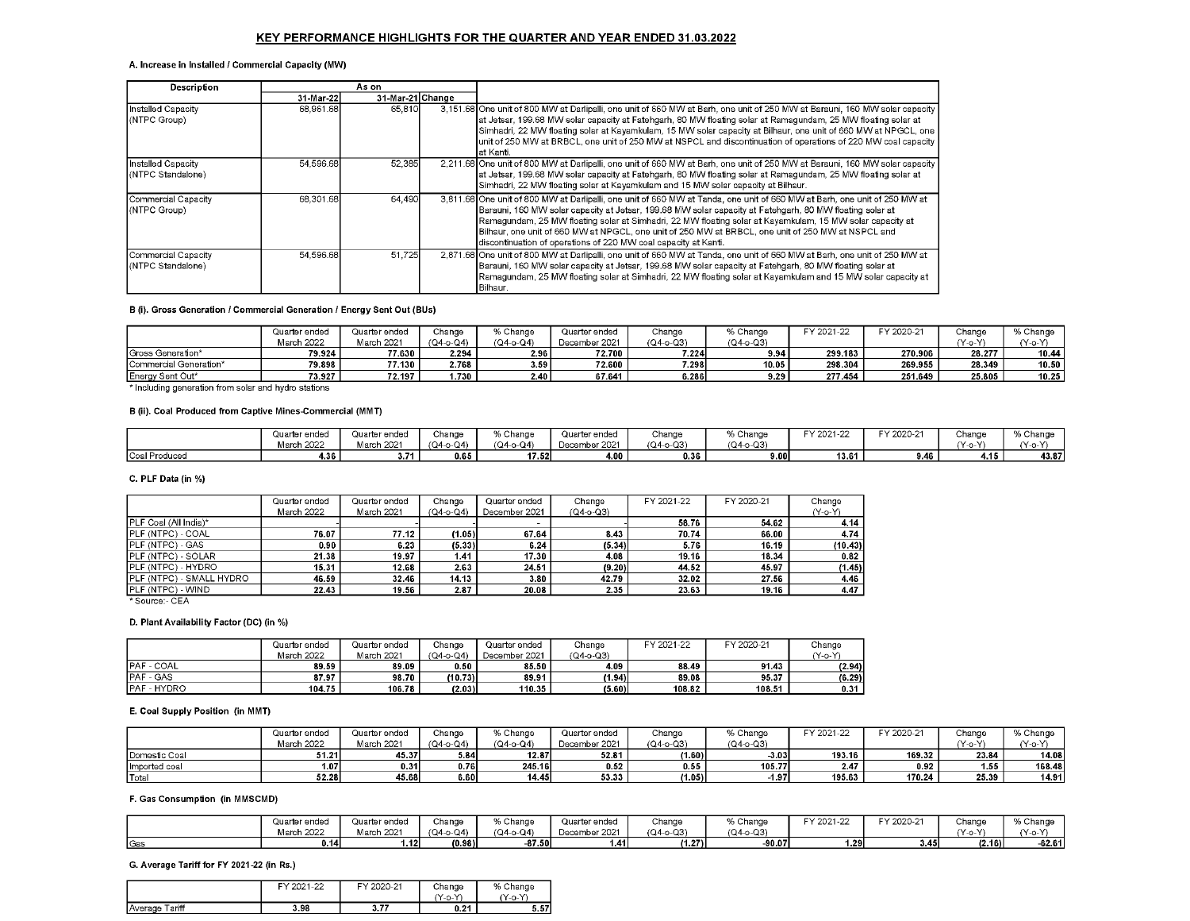## KEY PERFORMANCE HIGHLIGHTS FOR THE QUARTER AND YEAR ENDED 31.03.2022

### A. Increase in Installed / Commercial Capacity (MW)

| Description | As on | | | |
|---|---|---|---|---|
| | 31-Mar-22 | 31-Mar-21 | Change | |
| Installed Capacity (NTPC Group) | 68,961.68 | 65,810 | 3,151.68 | One unit of 800 MW at Darlipalli, one unit of 660 MW at Barh, one unit of 250 MW at Barauni, 160 MW solar capacity at Jetsar, 199.68 MW solar capacity at Fatehgarh, 80 MW floating solar at Ramagundam, 25 MW floating solar at Simhadri, 22 MW floating solar at Kayamkulam, 15 MW solar capacity at Bilhaur, one unit of 660 MW at NPGCL, one unit of 250 MW at BRBCL, one unit of 250 MW at NSPCL and discontinuation of operations of 220 MW coal capacity at Kanti. |
| Installed Capacity (NTPC Standalone) | 54,596.68 | 52,385 | 2,211.68 | One unit of 800 MW at Darlipalli, one unit of 660 MW at Barh, one unit of 250 MW at Barauni, 160 MW solar capacity at Jetsar, 199.68 MW solar capacity at Fatehgarh, 80 MW floating solar at Ramagundam, 25 MW floating solar at Simhadri, 22 MW floating solar at Kayamkulam and 15 MW solar capacity at Bilhaur. |
| Commercial Capacity (NTPC Group) | 68,301.68 | 64,490 | 3,811.68 | One unit of 800 MW at Darlipalli, one unit of 660 MW at Tanda, one unit of 660 MW at Barh, one unit of 250 MW at Barauni, 160 MW solar capacity at Jetsar, 199.68 MW solar capacity at Fatehgarh, 80 MW floating solar at Ramagundam, 25 MW floating solar at Simhadri, 22 MW floating solar at Kayamkulam, 15 MW solar capacity at Bilhaur, one unit of 660 MW at NPGCL, one unit of 250 MW at BRBCL, one unit of 250 MW at NSPCL and discontinuation of operations of 220 MW coal capacity at Kanti. |
| Commercial Capacity (NTPC Standalone) | 54,596.68 | 51,725 | 2,871.68 | One unit of 800 MW at Darlipalli, one unit of 660 MW at Tanda, one unit of 660 MW at Barh, one unit of 250 MW at Barauni, 160 MW solar capacity at Jetsar, 199.68 MW solar capacity at Fatehgarh, 80 MW floating solar at Ramagundam, 25 MW floating solar at Simhadri, 22 MW floating solar at Kayamkulam and 15 MW solar capacity at Bilhaur. |

### B (i). Gross Generation / Commercial Generation / Energy Sent Out (BUs)

| | Quarter ended March 2022 | Quarter ended March 2021 | Change (Q4-o-Q4) | % Change (Q4-o-Q4) | Quarter ended December 2021 | Change (Q4-o-Q3) | % Change (Q4-o-Q3) | FY 2021-22 | FY 2020-21 | Change (Y-o-Y) | % Change (Y-o-Y) |
|---|---|---|---|---|---|---|---|---|---|---|---|
| Gross Generation* | 79.924 | 77.630 | 2.294 | 2.96 | 72.700 | 7.224 | 9.94 | 299.183 | 270.906 | 28.277 | 10.44 |
| Commercial Generation* | 79.898 | 77.130 | 2.768 | 3.59 | 72.600 | 7.298 | 10.05 | 298.304 | 269.955 | 28.349 | 10.50 |
| Energy Sent Out* | 73.927 | 72.197 | 1.730 | 2.40 | 67.641 | 6.286 | 9.29 | 277.454 | 251.649 | 25.805 | 10.25 |

* Including generation from solar and hydro stations

### B (ii). Coal Produced from Captive Mines-Commercial (MMT)

| | Quarter ended March 2022 | Quarter ended March 2021 | Change (Q4-o-Q4) | % Change (Q4-o-Q4) | Quarter ended December 2021 | Change (Q4-o-Q3) | % Change (Q4-o-Q3) | FY 2021-22 | FY 2020-21 | Change (Y-o-Y) | % Change (Y-o-Y) |
|---|---|---|---|---|---|---|---|---|---|---|---|
| Coal Produced | 4.36 | 3.71 | 0.65 | 17.52 | 4.00 | 0.36 | 9.00 | 13.61 | 9.46 | 4.15 | 43.87 |

### C. PLF Data (in %)

| | Quarter ended March 2022 | Quarter ended March 2021 | Change (Q4-o-Q4) | Quarter ended December 2021 | Change (Q4-o-Q3) | FY 2021-22 | FY 2020-21 | Change (Y-o-Y) |
|---|---|---|---|---|---|---|---|---|
| PLF Coal (All India)* | - | - | - | - | - | 58.76 | 54.62 | 4.14 |
| PLF (NTPC) - COAL | 76.07 | 77.12 | (1.05) | 67.64 | 8.43 | 70.74 | 66.00 | 4.74 |
| PLF (NTPC) - GAS | 0.90 | 6.23 | (5.33) | 6.24 | (5.34) | 5.76 | 16.19 | (10.43) |
| PLF (NTPC) - SOLAR | 21.38 | 19.97 | 1.41 | 17.30 | 4.08 | 19.16 | 18.34 | 0.82 |
| PLF (NTPC) - HYDRO | 15.31 | 12.68 | 2.63 | 24.51 | (9.20) | 44.52 | 45.97 | (1.45) |
| PLF (NTPC) - SMALL HYDRO | 46.59 | 32.46 | 14.13 | 3.80 | 42.79 | 32.02 | 27.56 | 4.46 |
| PLF (NTPC) - WIND | 22.43 | 19.56 | 2.87 | 20.08 | 2.35 | 23.63 | 19.16 | 4.47 |

* Source:- CEA

### D. Plant Availability Factor (DC) (in %)

| | Quarter ended March 2022 | Quarter ended March 2021 | Change (Q4-o-Q4) | Quarter ended December 2021 | Change (Q4-o-Q3) | FY 2021-22 | FY 2020-21 | Change (Y-o-Y) |
|---|---|---|---|---|---|---|---|---|
| PAF - COAL | 89.59 | 89.09 | 0.50 | 85.50 | 4.09 | 88.49 | 91.43 | (2.94) |
| PAF - GAS | 87.97 | 98.70 | (10.73) | 89.91 | (1.94) | 89.08 | 95.37 | (6.29) |
| PAF - HYDRO | 104.75 | 106.78 | (2.03) | 110.35 | (5.60) | 108.82 | 108.51 | 0.31 |

### E. Coal Supply Position (in MMT)

| | Quarter ended March 2022 | Quarter ended March 2021 | Change (Q4-o-Q4) | % Change (Q4-o-Q4) | Quarter ended December 2021 | Change (Q4-o-Q3) | % Change (Q4-o-Q3) | FY 2021-22 | FY 2020-21 | Change (Y-o-Y) | % Change (Y-o-Y) |
|---|---|---|---|---|---|---|---|---|---|---|---|
| Domestic Coal | 51.21 | 45.37 | 5.84 | 12.87 | 52.81 | (1.60) | -3.03 | 193.16 | 169.32 | 23.84 | 14.08 |
| Imported coal | 1.07 | 0.31 | 0.76 | 245.16 | 0.52 | 0.55 | 105.77 | 2.47 | 0.92 | 1.55 | 168.48 |
| Total | 52.28 | 45.68 | 6.60 | 14.45 | 53.33 | (1.05) | -1.97 | 195.63 | 170.24 | 25.39 | 14.91 |

### F. Gas Consumption (in MMSCMD)

| | Quarter ended March 2022 | Quarter ended March 2021 | Change (Q4-o-Q4) | % Change (Q4-o-Q4) | Quarter ended December 2021 | Change (Q4-o-Q3) | % Change (Q4-o-Q3) | FY 2021-22 | FY 2020-21 | Change (Y-o-Y) | % Change (Y-o-Y) |
|---|---|---|---|---|---|---|---|---|---|---|---|
| Gas | 0.14 | 1.12 | (0.98) | -87.50 | 1.41 | (1.27) | -90.07 | 1.29 | 3.45 | (2.16) | -62.61 |

### G. Average Tariff for FY 2021-22 (in Rs.)

| | FY 2021-22 | FY 2020-21 | Change (Y-o-Y) | % Change (Y-o-Y) |
|---|---|---|---|---|
| Average Tariff | 3.98 | 3.77 | 0.21 | 5.57 |